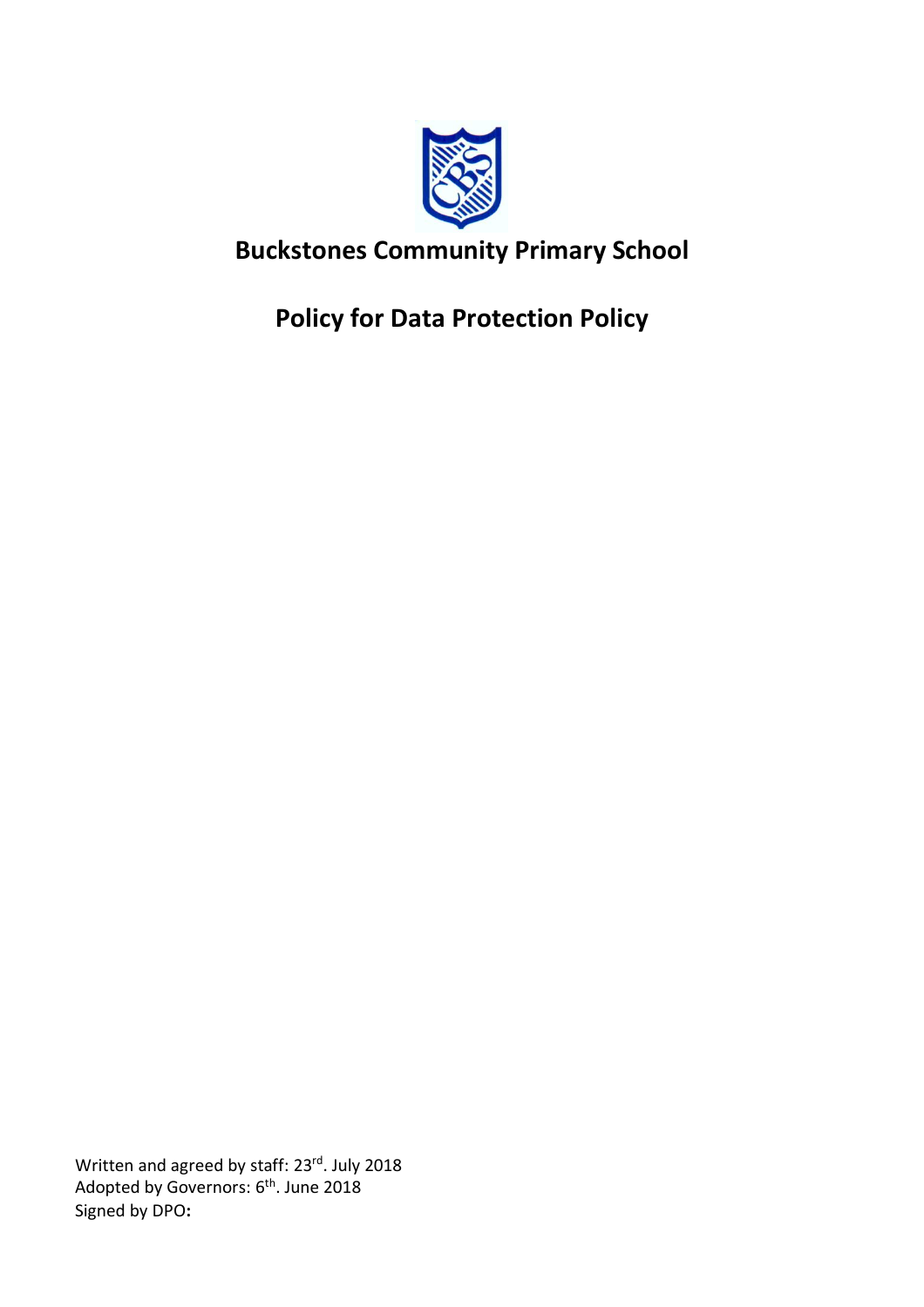# Buckstones Community Primary School

# Policy for Data Protection Policy

Written and agreed by staff: 23rd. July 2018
Adopted by Governors: 6th. June 2018
Signed by DPO: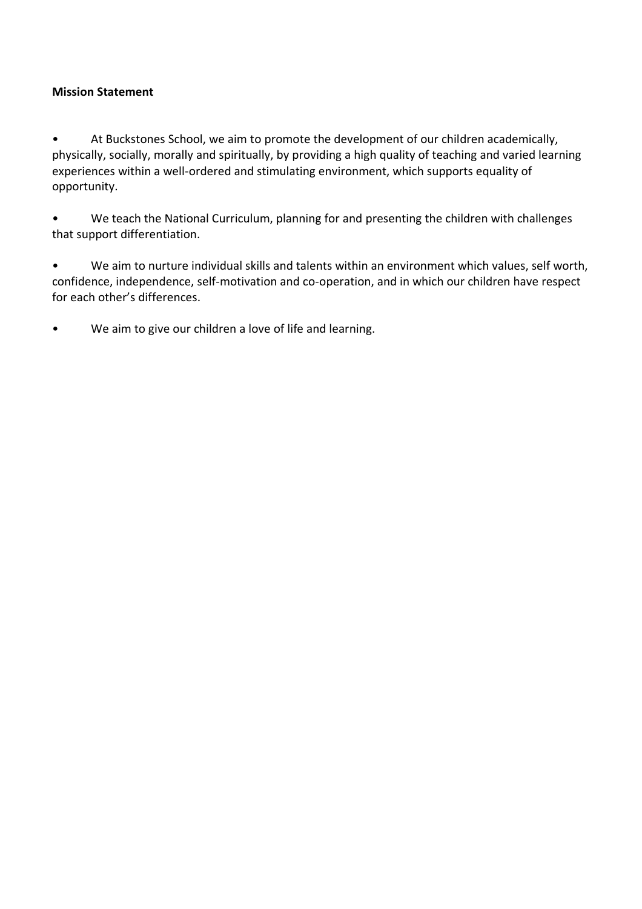**Mission Statement**

- At Buckstones School, we aim to promote the development of our children academically, physically, socially, morally and spiritually, by providing a high quality of teaching and varied learning experiences within a well-ordered and stimulating environment, which supports equality of opportunity.
- We teach the National Curriculum, planning for and presenting the children with challenges that support differentiation.
- We aim to nurture individual skills and talents within an environment which values, self worth, confidence, independence, self-motivation and co-operation, and in which our children have respect for each other's differences.
- We aim to give our children a love of life and learning.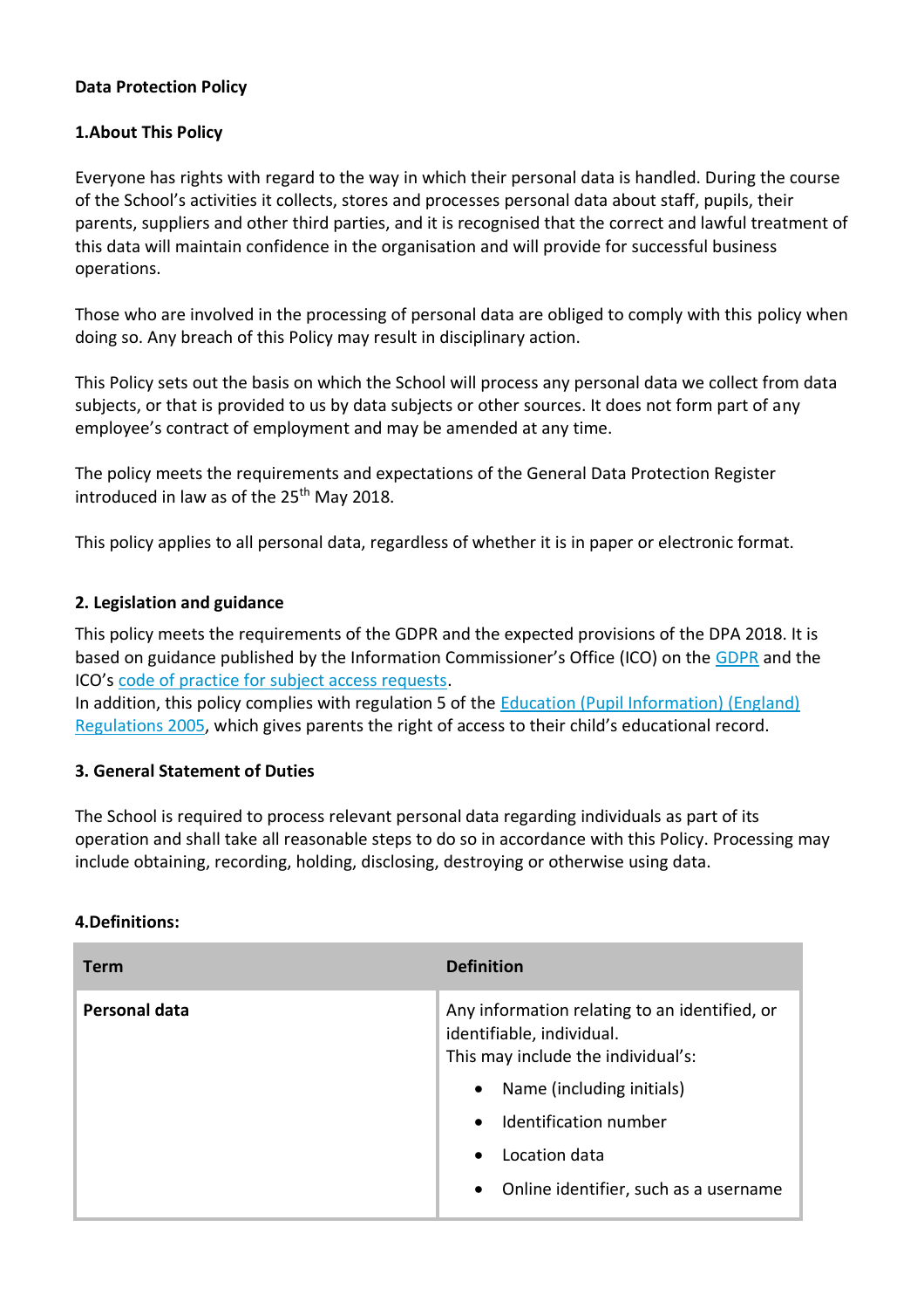**Data Protection Policy**

**1.About This Policy**

Everyone has rights with regard to the way in which their personal data is handled. During the course of the School's activities it collects, stores and processes personal data about staff, pupils, their parents, suppliers and other third parties, and it is recognised that the correct and lawful treatment of this data will maintain confidence in the organisation and will provide for successful business operations.

Those who are involved in the processing of personal data are obliged to comply with this policy when doing so. Any breach of this Policy may result in disciplinary action.

This Policy sets out the basis on which the School will process any personal data we collect from data subjects, or that is provided to us by data subjects or other sources. It does not form part of any employee's contract of employment and may be amended at any time.

The policy meets the requirements and expectations of the General Data Protection Register introduced in law as of the 25th May 2018.

This policy applies to all personal data, regardless of whether it is in paper or electronic format.

**2. Legislation and guidance**

This policy meets the requirements of the GDPR and the expected provisions of the DPA 2018. It is based on guidance published by the Information Commissioner's Office (ICO) on the GDPR and the ICO's code of practice for subject access requests.
In addition, this policy complies with regulation 5 of the Education (Pupil Information) (England) Regulations 2005, which gives parents the right of access to their child's educational record.

**3. General Statement of Duties**

The School is required to process relevant personal data regarding individuals as part of its operation and shall take all reasonable steps to do so in accordance with this Policy. Processing may include obtaining, recording, holding, disclosing, destroying or otherwise using data.

**4.Definitions:**

| Term | Definition |
|---|---|
| **Personal data** | Any information relating to an identified, or identifiable, individual.<br>This may include the individual's:<br>• Name (including initials)<br>• Identification number<br>• Location data<br>• Online identifier, such as a username |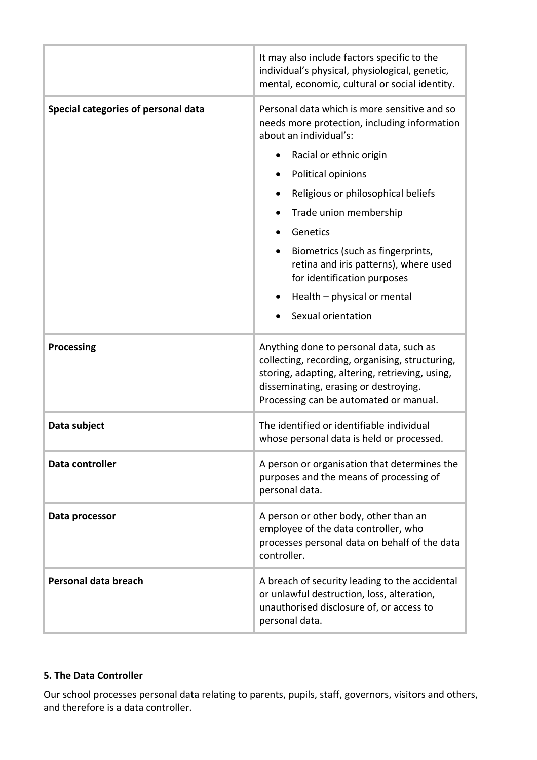| | |
|---|---|
| | It may also include factors specific to the individual's physical, physiological, genetic, mental, economic, cultural or social identity. |
| **Special categories of personal data** | Personal data which is more sensitive and so needs more protection, including information about an individual's:<br>• Racial or ethnic origin<br>• Political opinions<br>• Religious or philosophical beliefs<br>• Trade union membership<br>• Genetics<br>• Biometrics (such as fingerprints, retina and iris patterns), where used for identification purposes<br>• Health – physical or mental<br>• Sexual orientation |
| **Processing** | Anything done to personal data, such as collecting, recording, organising, structuring, storing, adapting, altering, retrieving, using, disseminating, erasing or destroying. Processing can be automated or manual. |
| **Data subject** | The identified or identifiable individual whose personal data is held or processed. |
| **Data controller** | A person or organisation that determines the purposes and the means of processing of personal data. |
| **Data processor** | A person or other body, other than an employee of the data controller, who processes personal data on behalf of the data controller. |
| **Personal data breach** | A breach of security leading to the accidental or unlawful destruction, loss, alteration, unauthorised disclosure of, or access to personal data. |

**5. The Data Controller**

Our school processes personal data relating to parents, pupils, staff, governors, visitors and others, and therefore is a data controller.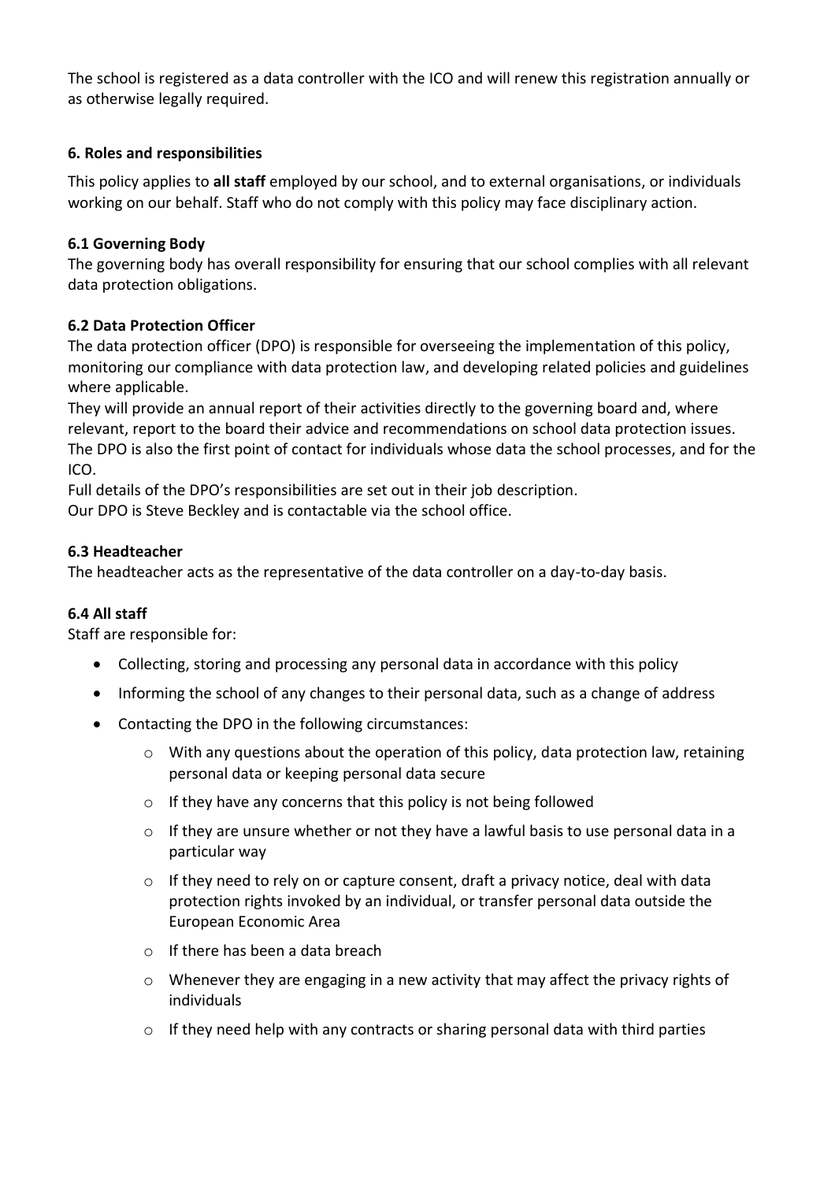The school is registered as a data controller with the ICO and will renew this registration annually or as otherwise legally required.

### 6. Roles and responsibilities

This policy applies to **all staff** employed by our school, and to external organisations, or individuals working on our behalf. Staff who do not comply with this policy may face disciplinary action.

#### 6.1 Governing Body

The governing body has overall responsibility for ensuring that our school complies with all relevant data protection obligations.

#### 6.2 Data Protection Officer

The data protection officer (DPO) is responsible for overseeing the implementation of this policy, monitoring our compliance with data protection law, and developing related policies and guidelines where applicable.

They will provide an annual report of their activities directly to the governing board and, where relevant, report to the board their advice and recommendations on school data protection issues.

The DPO is also the first point of contact for individuals whose data the school processes, and for the ICO.

Full details of the DPO's responsibilities are set out in their job description.

Our DPO is Steve Beckley and is contactable via the school office.

#### 6.3 Headteacher

The headteacher acts as the representative of the data controller on a day-to-day basis.

#### 6.4 All staff

Staff are responsible for:

- Collecting, storing and processing any personal data in accordance with this policy
- Informing the school of any changes to their personal data, such as a change of address
- Contacting the DPO in the following circumstances:
    - With any questions about the operation of this policy, data protection law, retaining personal data or keeping personal data secure
    - If they have any concerns that this policy is not being followed
    - If they are unsure whether or not they have a lawful basis to use personal data in a particular way
    - If they need to rely on or capture consent, draft a privacy notice, deal with data protection rights invoked by an individual, or transfer personal data outside the European Economic Area
    - If there has been a data breach
    - Whenever they are engaging in a new activity that may affect the privacy rights of individuals
    - If they need help with any contracts or sharing personal data with third parties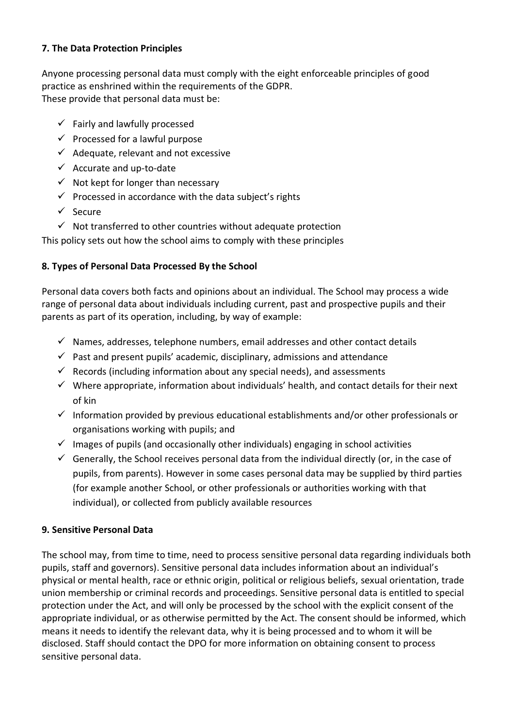### 7. The Data Protection Principles

Anyone processing personal data must comply with the eight enforceable principles of good practice as enshrined within the requirements of the GDPR.
These provide that personal data must be:

- ✓ Fairly and lawfully processed
- ✓ Processed for a lawful purpose
- ✓ Adequate, relevant and not excessive
- ✓ Accurate and up-to-date
- ✓ Not kept for longer than necessary
- ✓ Processed in accordance with the data subject's rights
- ✓ Secure
- ✓ Not transferred to other countries without adequate protection

This policy sets out how the school aims to comply with these principles

### 8. Types of Personal Data Processed By the School

Personal data covers both facts and opinions about an individual. The School may process a wide range of personal data about individuals including current, past and prospective pupils and their parents as part of its operation, including, by way of example:

- ✓ Names, addresses, telephone numbers, email addresses and other contact details
- ✓ Past and present pupils' academic, disciplinary, admissions and attendance
- ✓ Records (including information about any special needs), and assessments
- ✓ Where appropriate, information about individuals' health, and contact details for their next of kin
- ✓ Information provided by previous educational establishments and/or other professionals or organisations working with pupils; and
- ✓ Images of pupils (and occasionally other individuals) engaging in school activities
- ✓ Generally, the School receives personal data from the individual directly (or, in the case of pupils, from parents). However in some cases personal data may be supplied by third parties (for example another School, or other professionals or authorities working with that individual), or collected from publicly available resources

### 9. Sensitive Personal Data

The school may, from time to time, need to process sensitive personal data regarding individuals both pupils, staff and governors). Sensitive personal data includes information about an individual's physical or mental health, race or ethnic origin, political or religious beliefs, sexual orientation, trade union membership or criminal records and proceedings. Sensitive personal data is entitled to special protection under the Act, and will only be processed by the school with the explicit consent of the appropriate individual, or as otherwise permitted by the Act. The consent should be informed, which means it needs to identify the relevant data, why it is being processed and to whom it will be disclosed. Staff should contact the DPO for more information on obtaining consent to process sensitive personal data.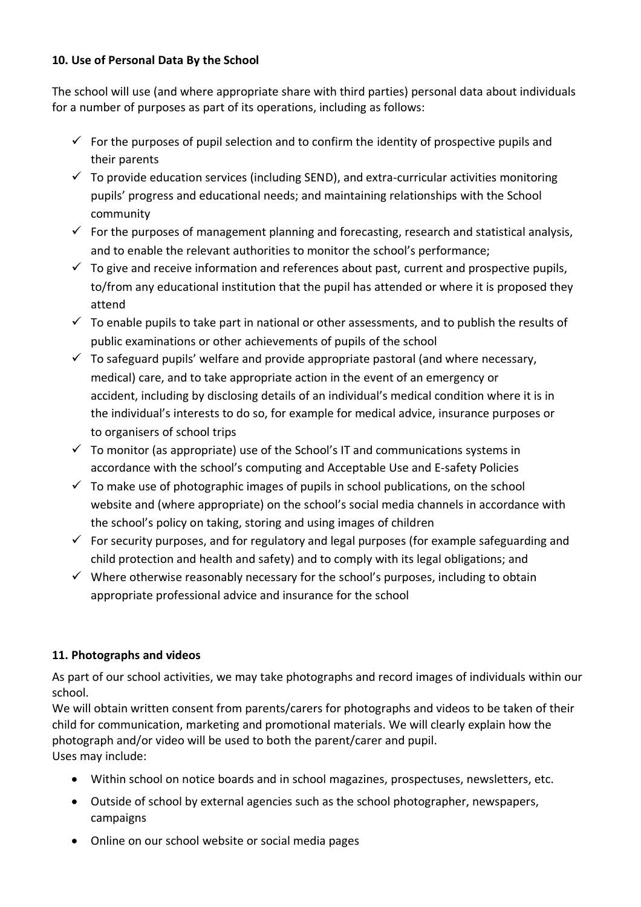**10. Use of Personal Data By the School**

The school will use (and where appropriate share with third parties) personal data about individuals for a number of purposes as part of its operations, including as follows:

- ✓ For the purposes of pupil selection and to confirm the identity of prospective pupils and their parents
- ✓ To provide education services (including SEND), and extra-curricular activities monitoring pupils' progress and educational needs; and maintaining relationships with the School community
- ✓ For the purposes of management planning and forecasting, research and statistical analysis, and to enable the relevant authorities to monitor the school's performance;
- ✓ To give and receive information and references about past, current and prospective pupils, to/from any educational institution that the pupil has attended or where it is proposed they attend
- ✓ To enable pupils to take part in national or other assessments, and to publish the results of public examinations or other achievements of pupils of the school
- ✓ To safeguard pupils' welfare and provide appropriate pastoral (and where necessary, medical) care, and to take appropriate action in the event of an emergency or accident, including by disclosing details of an individual's medical condition where it is in the individual's interests to do so, for example for medical advice, insurance purposes or to organisers of school trips
- ✓ To monitor (as appropriate) use of the School's IT and communications systems in accordance with the school's computing and Acceptable Use and E-safety Policies
- ✓ To make use of photographic images of pupils in school publications, on the school website and (where appropriate) on the school's social media channels in accordance with the school's policy on taking, storing and using images of children
- ✓ For security purposes, and for regulatory and legal purposes (for example safeguarding and child protection and health and safety) and to comply with its legal obligations; and
- ✓ Where otherwise reasonably necessary for the school's purposes, including to obtain appropriate professional advice and insurance for the school

**11. Photographs and videos**

As part of our school activities, we may take photographs and record images of individuals within our school.

We will obtain written consent from parents/carers for photographs and videos to be taken of their child for communication, marketing and promotional materials. We will clearly explain how the photograph and/or video will be used to both the parent/carer and pupil.

Uses may include:

- Within school on notice boards and in school magazines, prospectuses, newsletters, etc.
- Outside of school by external agencies such as the school photographer, newspapers, campaigns
- Online on our school website or social media pages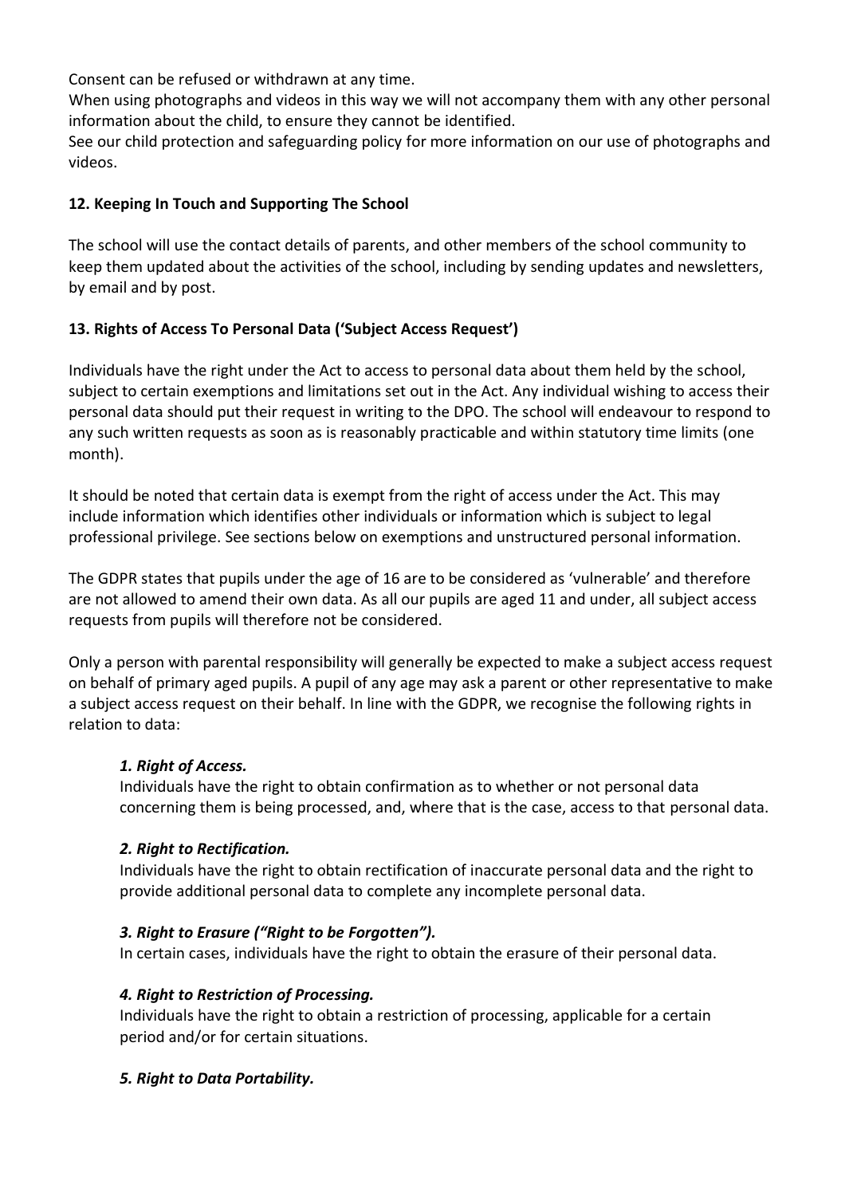Consent can be refused or withdrawn at any time.
When using photographs and videos in this way we will not accompany them with any other personal information about the child, to ensure they cannot be identified.
See our child protection and safeguarding policy for more information on our use of photographs and videos.

**12. Keeping In Touch and Supporting The School**

The school will use the contact details of parents, and other members of the school community to keep them updated about the activities of the school, including by sending updates and newsletters, by email and by post.

**13. Rights of Access To Personal Data ('Subject Access Request')**

Individuals have the right under the Act to access to personal data about them held by the school, subject to certain exemptions and limitations set out in the Act. Any individual wishing to access their personal data should put their request in writing to the DPO. The school will endeavour to respond to any such written requests as soon as is reasonably practicable and within statutory time limits (one month).

It should be noted that certain data is exempt from the right of access under the Act. This may include information which identifies other individuals or information which is subject to legal professional privilege. See sections below on exemptions and unstructured personal information.

The GDPR states that pupils under the age of 16 are to be considered as 'vulnerable' and therefore are not allowed to amend their own data. As all our pupils are aged 11 and under, all subject access requests from pupils will therefore not be considered.

Only a person with parental responsibility will generally be expected to make a subject access request on behalf of primary aged pupils. A pupil of any age may ask a parent or other representative to make a subject access request on their behalf. In line with the GDPR, we recognise the following rights in relation to data:

***1. Right of Access.***
Individuals have the right to obtain confirmation as to whether or not personal data concerning them is being processed, and, where that is the case, access to that personal data.

***2. Right to Rectification.***
Individuals have the right to obtain rectification of inaccurate personal data and the right to provide additional personal data to complete any incomplete personal data.

***3. Right to Erasure ("Right to be Forgotten").***
In certain cases, individuals have the right to obtain the erasure of their personal data.

***4. Right to Restriction of Processing.***
Individuals have the right to obtain a restriction of processing, applicable for a certain period and/or for certain situations.

***5. Right to Data Portability.***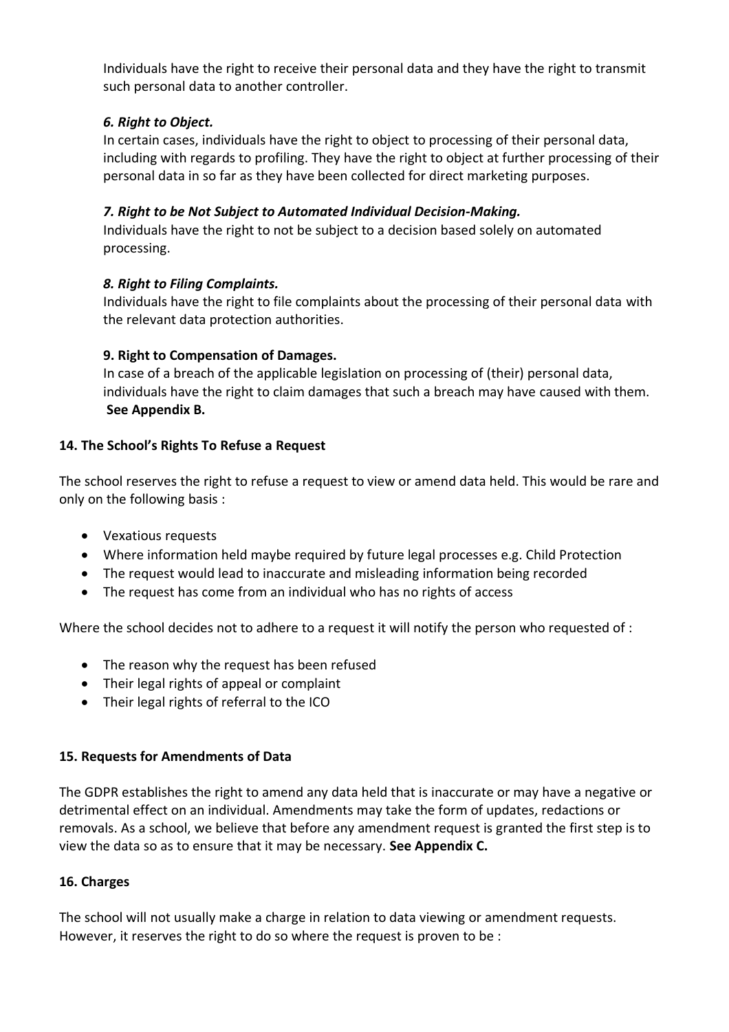Individuals have the right to receive their personal data and they have the right to transmit such personal data to another controller.

***6. Right to Object.***

In certain cases, individuals have the right to object to processing of their personal data, including with regards to profiling. They have the right to object at further processing of their personal data in so far as they have been collected for direct marketing purposes.

***7. Right to be Not Subject to Automated Individual Decision-Making.***

Individuals have the right to not be subject to a decision based solely on automated processing.

***8. Right to Filing Complaints.***

Individuals have the right to file complaints about the processing of their personal data with the relevant data protection authorities.

**9. Right to Compensation of Damages.**

In case of a breach of the applicable legislation on processing of (their) personal data, individuals have the right to claim damages that such a breach may have caused with them. **See Appendix B.**

**14. The School's Rights To Refuse a Request**

The school reserves the right to refuse a request to view or amend data held. This would be rare and only on the following basis :

- Vexatious requests
- Where information held maybe required by future legal processes e.g. Child Protection
- The request would lead to inaccurate and misleading information being recorded
- The request has come from an individual who has no rights of access

Where the school decides not to adhere to a request it will notify the person who requested of :

- The reason why the request has been refused
- Their legal rights of appeal or complaint
- Their legal rights of referral to the ICO

**15. Requests for Amendments of Data**

The GDPR establishes the right to amend any data held that is inaccurate or may have a negative or detrimental effect on an individual. Amendments may take the form of updates, redactions or removals. As a school, we believe that before any amendment request is granted the first step is to view the data so as to ensure that it may be necessary. **See Appendix C.**

**16. Charges**

The school will not usually make a charge in relation to data viewing or amendment requests. However, it reserves the right to do so where the request is proven to be :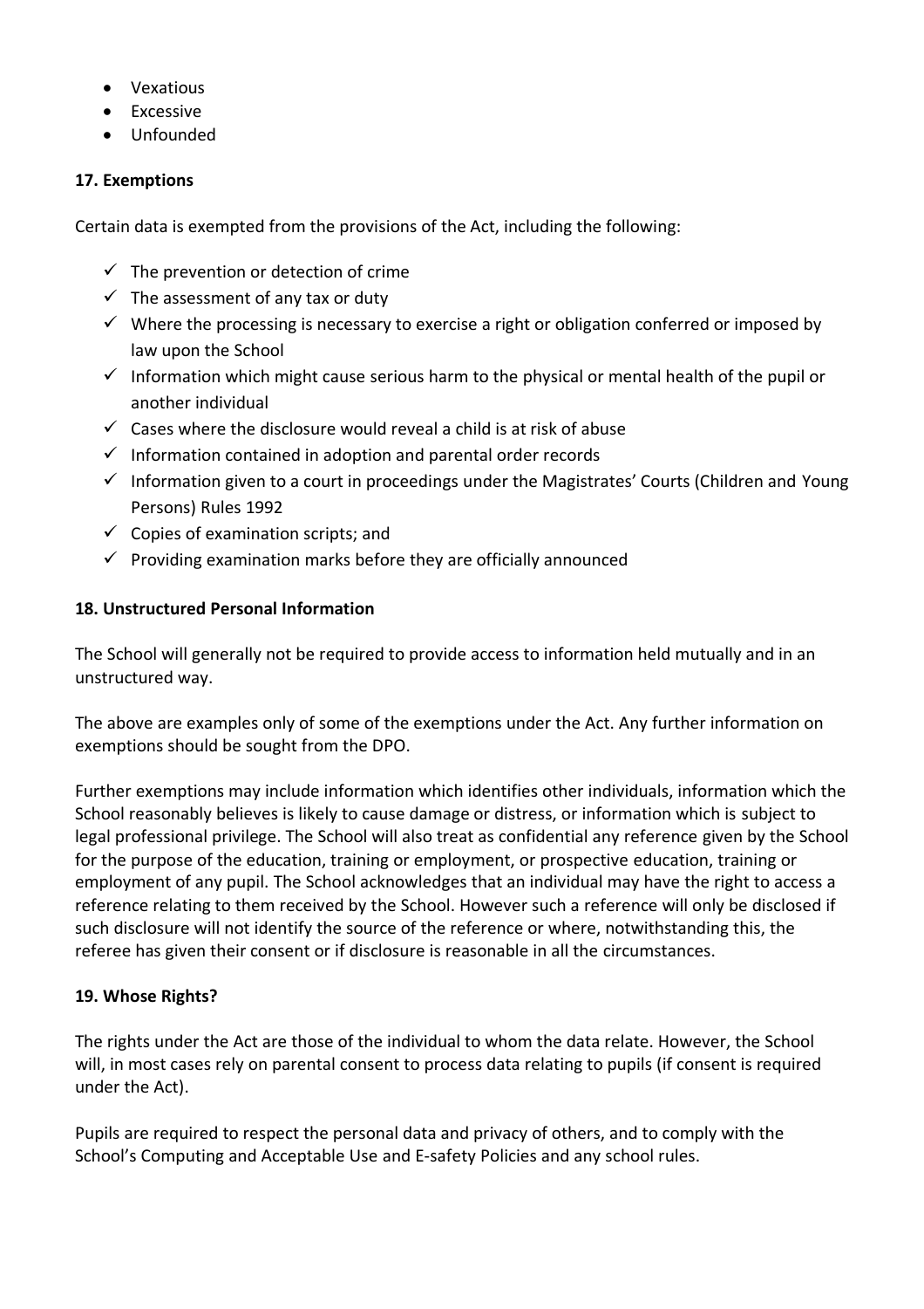- Vexatious
- Excessive
- Unfounded

**17. Exemptions**

Certain data is exempted from the provisions of the Act, including the following:

- ✓ The prevention or detection of crime
- ✓ The assessment of any tax or duty
- ✓ Where the processing is necessary to exercise a right or obligation conferred or imposed by law upon the School
- ✓ Information which might cause serious harm to the physical or mental health of the pupil or another individual
- ✓ Cases where the disclosure would reveal a child is at risk of abuse
- ✓ Information contained in adoption and parental order records
- ✓ Information given to a court in proceedings under the Magistrates' Courts (Children and Young Persons) Rules 1992
- ✓ Copies of examination scripts; and
- ✓ Providing examination marks before they are officially announced

**18. Unstructured Personal Information**

The School will generally not be required to provide access to information held mutually and in an unstructured way.

The above are examples only of some of the exemptions under the Act. Any further information on exemptions should be sought from the DPO.

Further exemptions may include information which identifies other individuals, information which the School reasonably believes is likely to cause damage or distress, or information which is subject to legal professional privilege. The School will also treat as confidential any reference given by the School for the purpose of the education, training or employment, or prospective education, training or employment of any pupil. The School acknowledges that an individual may have the right to access a reference relating to them received by the School. However such a reference will only be disclosed if such disclosure will not identify the source of the reference or where, notwithstanding this, the referee has given their consent or if disclosure is reasonable in all the circumstances.

**19. Whose Rights?**

The rights under the Act are those of the individual to whom the data relate. However, the School will, in most cases rely on parental consent to process data relating to pupils (if consent is required under the Act).

Pupils are required to respect the personal data and privacy of others, and to comply with the School's Computing and Acceptable Use and E-safety Policies and any school rules.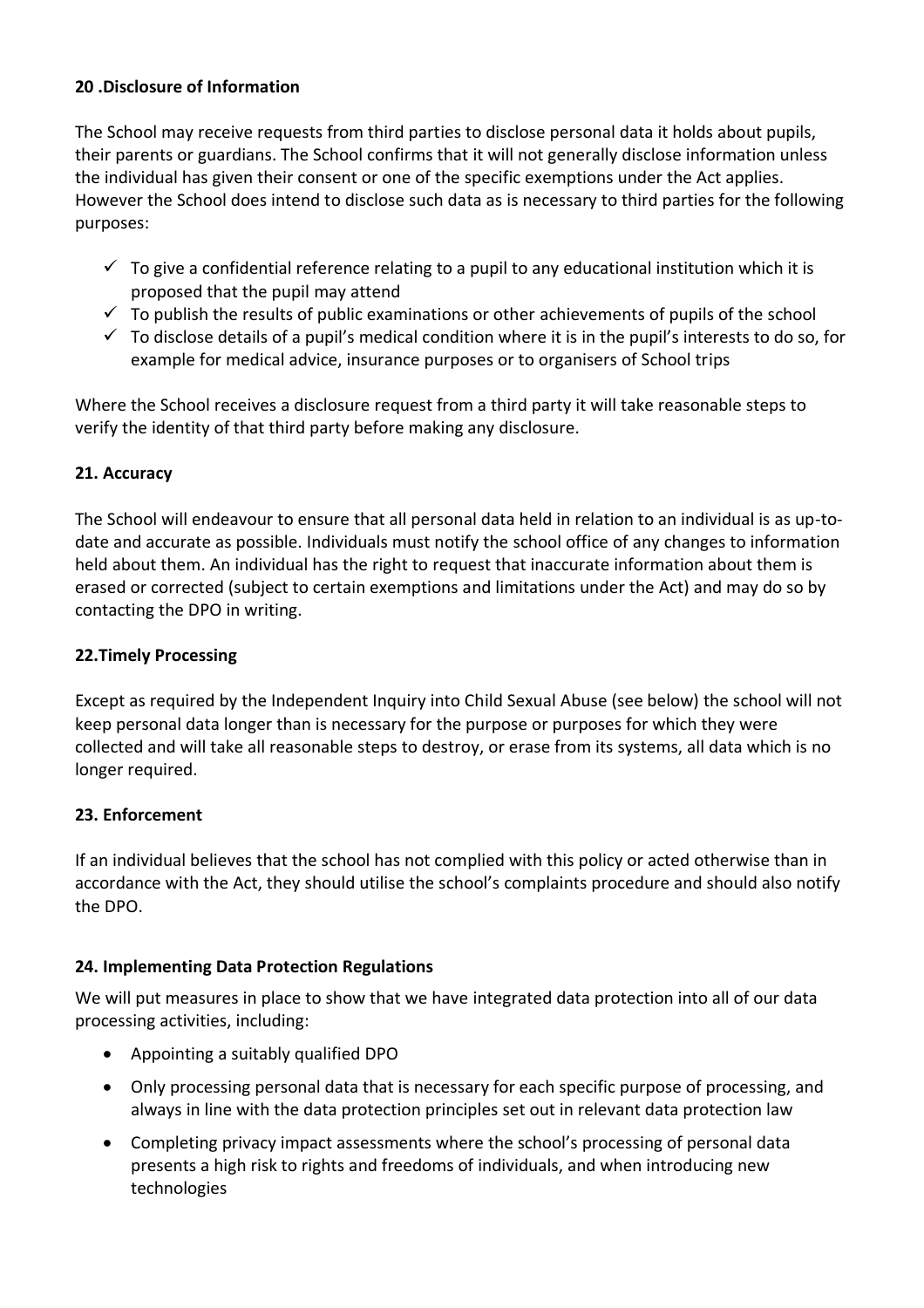**20 .Disclosure of Information**

The School may receive requests from third parties to disclose personal data it holds about pupils, their parents or guardians. The School confirms that it will not generally disclose information unless the individual has given their consent or one of the specific exemptions under the Act applies. However the School does intend to disclose such data as is necessary to third parties for the following purposes:

- ✓ To give a confidential reference relating to a pupil to any educational institution which it is proposed that the pupil may attend
- ✓ To publish the results of public examinations or other achievements of pupils of the school
- ✓ To disclose details of a pupil's medical condition where it is in the pupil's interests to do so, for example for medical advice, insurance purposes or to organisers of School trips

Where the School receives a disclosure request from a third party it will take reasonable steps to verify the identity of that third party before making any disclosure.

**21. Accuracy**

The School will endeavour to ensure that all personal data held in relation to an individual is as up-to-date and accurate as possible. Individuals must notify the school office of any changes to information held about them. An individual has the right to request that inaccurate information about them is erased or corrected (subject to certain exemptions and limitations under the Act) and may do so by contacting the DPO in writing.

**22.Timely Processing**

Except as required by the Independent Inquiry into Child Sexual Abuse (see below) the school will not keep personal data longer than is necessary for the purpose or purposes for which they were collected and will take all reasonable steps to destroy, or erase from its systems, all data which is no longer required.

**23. Enforcement**

If an individual believes that the school has not complied with this policy or acted otherwise than in accordance with the Act, they should utilise the school's complaints procedure and should also notify the DPO.

**24. Implementing Data Protection Regulations**

We will put measures in place to show that we have integrated data protection into all of our data processing activities, including:

- Appointing a suitably qualified DPO
- Only processing personal data that is necessary for each specific purpose of processing, and always in line with the data protection principles set out in relevant data protection law
- Completing privacy impact assessments where the school's processing of personal data presents a high risk to rights and freedoms of individuals, and when introducing new technologies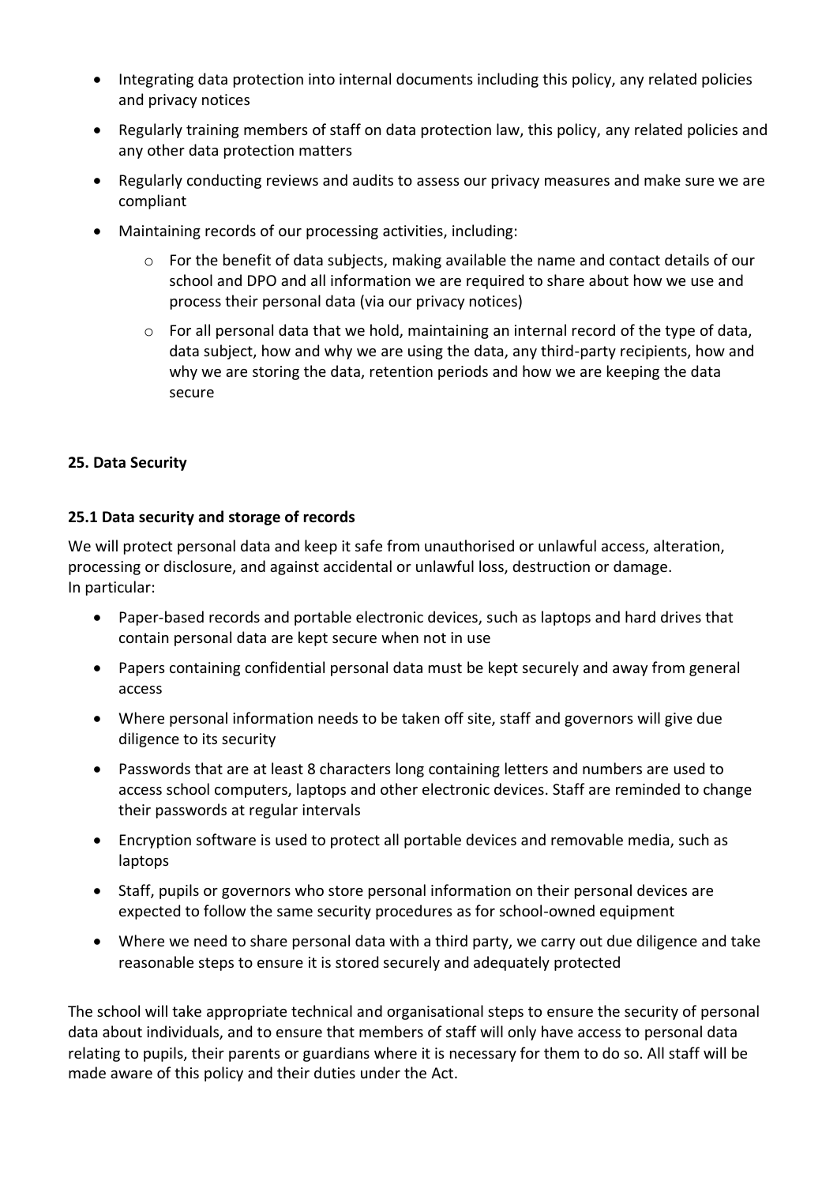- Integrating data protection into internal documents including this policy, any related policies and privacy notices
- Regularly training members of staff on data protection law, this policy, any related policies and any other data protection matters
- Regularly conducting reviews and audits to assess our privacy measures and make sure we are compliant
- Maintaining records of our processing activities, including:
    - For the benefit of data subjects, making available the name and contact details of our school and DPO and all information we are required to share about how we use and process their personal data (via our privacy notices)
    - For all personal data that we hold, maintaining an internal record of the type of data, data subject, how and why we are using the data, any third-party recipients, how and why we are storing the data, retention periods and how we are keeping the data secure

**25. Data Security**

**25.1 Data security and storage of records**

We will protect personal data and keep it safe from unauthorised or unlawful access, alteration, processing or disclosure, and against accidental or unlawful loss, destruction or damage.
In particular:

- Paper-based records and portable electronic devices, such as laptops and hard drives that contain personal data are kept secure when not in use
- Papers containing confidential personal data must be kept securely and away from general access
- Where personal information needs to be taken off site, staff and governors will give due diligence to its security
- Passwords that are at least 8 characters long containing letters and numbers are used to access school computers, laptops and other electronic devices. Staff are reminded to change their passwords at regular intervals
- Encryption software is used to protect all portable devices and removable media, such as laptops
- Staff, pupils or governors who store personal information on their personal devices are expected to follow the same security procedures as for school-owned equipment
- Where we need to share personal data with a third party, we carry out due diligence and take reasonable steps to ensure it is stored securely and adequately protected

The school will take appropriate technical and organisational steps to ensure the security of personal data about individuals, and to ensure that members of staff will only have access to personal data relating to pupils, their parents or guardians where it is necessary for them to do so. All staff will be made aware of this policy and their duties under the Act.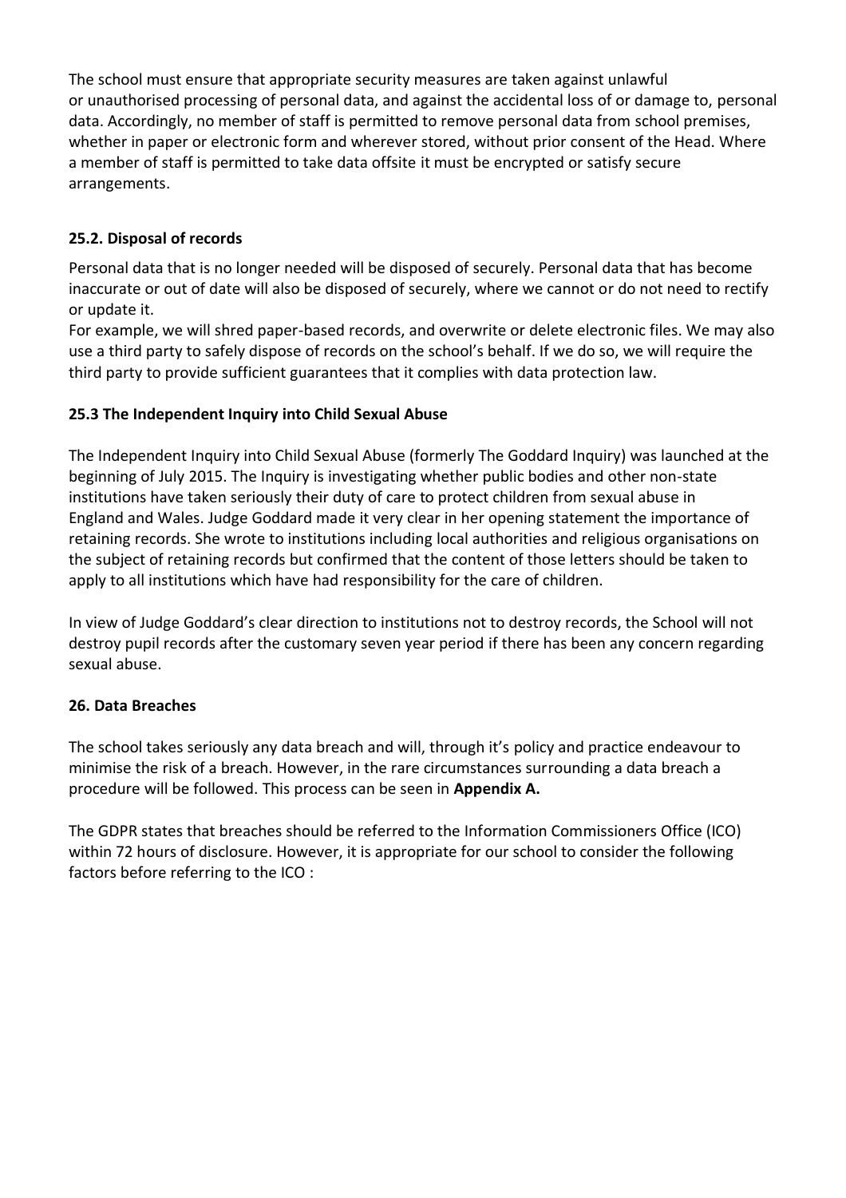The school must ensure that appropriate security measures are taken against unlawful or unauthorised processing of personal data, and against the accidental loss of or damage to, personal data. Accordingly, no member of staff is permitted to remove personal data from school premises, whether in paper or electronic form and wherever stored, without prior consent of the Head. Where a member of staff is permitted to take data offsite it must be encrypted or satisfy secure arrangements.

### 25.2. Disposal of records

Personal data that is no longer needed will be disposed of securely. Personal data that has become inaccurate or out of date will also be disposed of securely, where we cannot or do not need to rectify or update it.

For example, we will shred paper-based records, and overwrite or delete electronic files. We may also use a third party to safely dispose of records on the school's behalf. If we do so, we will require the third party to provide sufficient guarantees that it complies with data protection law.

### 25.3 The Independent Inquiry into Child Sexual Abuse

The Independent Inquiry into Child Sexual Abuse (formerly The Goddard Inquiry) was launched at the beginning of July 2015. The Inquiry is investigating whether public bodies and other non-state institutions have taken seriously their duty of care to protect children from sexual abuse in England and Wales. Judge Goddard made it very clear in her opening statement the importance of retaining records. She wrote to institutions including local authorities and religious organisations on the subject of retaining records but confirmed that the content of those letters should be taken to apply to all institutions which have had responsibility for the care of children.

In view of Judge Goddard's clear direction to institutions not to destroy records, the School will not destroy pupil records after the customary seven year period if there has been any concern regarding sexual abuse.

## 26. Data Breaches

The school takes seriously any data breach and will, through it's policy and practice endeavour to minimise the risk of a breach. However, in the rare circumstances surrounding a data breach a procedure will be followed. This process can be seen in **Appendix A.**

The GDPR states that breaches should be referred to the Information Commissioners Office (ICO) within 72 hours of disclosure. However, it is appropriate for our school to consider the following factors before referring to the ICO :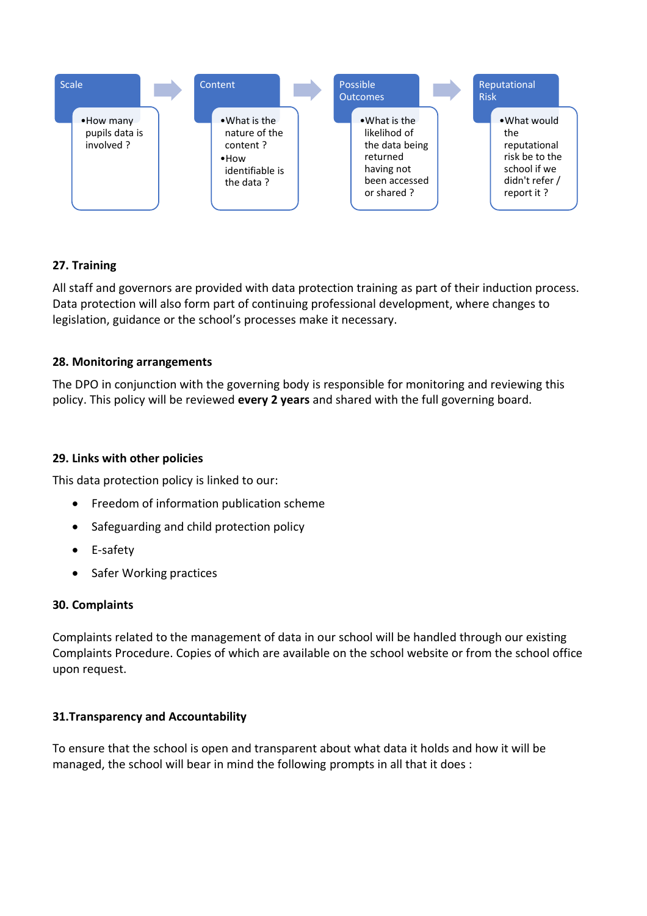**Scale**
- How many pupils data is involved ?

→

**Content**
- What is the nature of the content ?
- How identifiable is the data ?

→

**Possible Outcomes**
- What is the likelihood of the data being returned having not been accessed or shared ?

→

**Reputational Risk**
- What would the reputational risk be to the school if we didn't refer / report it ?

### 27. Training

All staff and governors are provided with data protection training as part of their induction process. Data protection will also form part of continuing professional development, where changes to legislation, guidance or the school's processes make it necessary.

### 28. Monitoring arrangements

The DPO in conjunction with the governing body is responsible for monitoring and reviewing this policy. This policy will be reviewed **every 2 years** and shared with the full governing board.

### 29. Links with other policies

This data protection policy is linked to our:

- Freedom of information publication scheme
- Safeguarding and child protection policy
- E-safety
- Safer Working practices

### 30. Complaints

Complaints related to the management of data in our school will be handled through our existing Complaints Procedure. Copies of which are available on the school website or from the school office upon request.

### 31.Transparency and Accountability

To ensure that the school is open and transparent about what data it holds and how it will be managed, the school will bear in mind the following prompts in all that it does :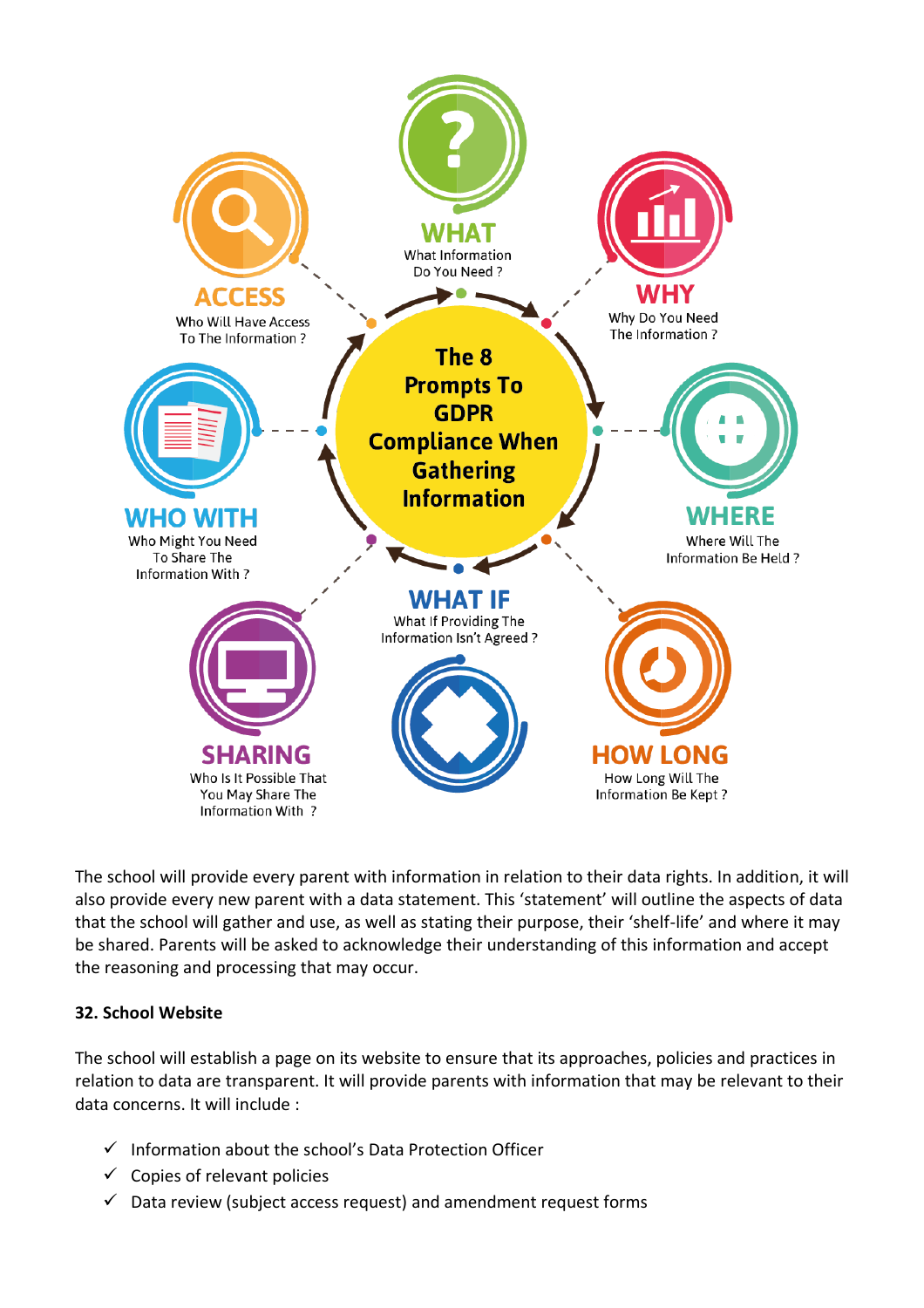**The 8 Prompts To GDPR Compliance When Gathering Information**

- **WHAT** – What Information Do You Need ?
- **WHY** – Why Do You Need The Information ?
- **WHERE** – Where Will The Information Be Held ?
- **HOW LONG** – How Long Will The Information Be Kept ?
- **WHAT IF** – What If Providing The Information Isn't Agreed ?
- **SHARING** – Who Is It Possible That You May Share The Information With ?
- **WHO WITH** – Who Might You Need To Share The Information With ?
- **ACCESS** – Who Will Have Access To The Information ?

The school will provide every parent with information in relation to their data rights. In addition, it will also provide every new parent with a data statement. This 'statement' will outline the aspects of data that the school will gather and use, as well as stating their purpose, their 'shelf-life' and where it may be shared. Parents will be asked to acknowledge their understanding of this information and accept the reasoning and processing that may occur.

**32. School Website**

The school will establish a page on its website to ensure that its approaches, policies and practices in relation to data are transparent. It will provide parents with information that may be relevant to their data concerns. It will include :

- ✓ Information about the school's Data Protection Officer
- ✓ Copies of relevant policies
- ✓ Data review (subject access request) and amendment request forms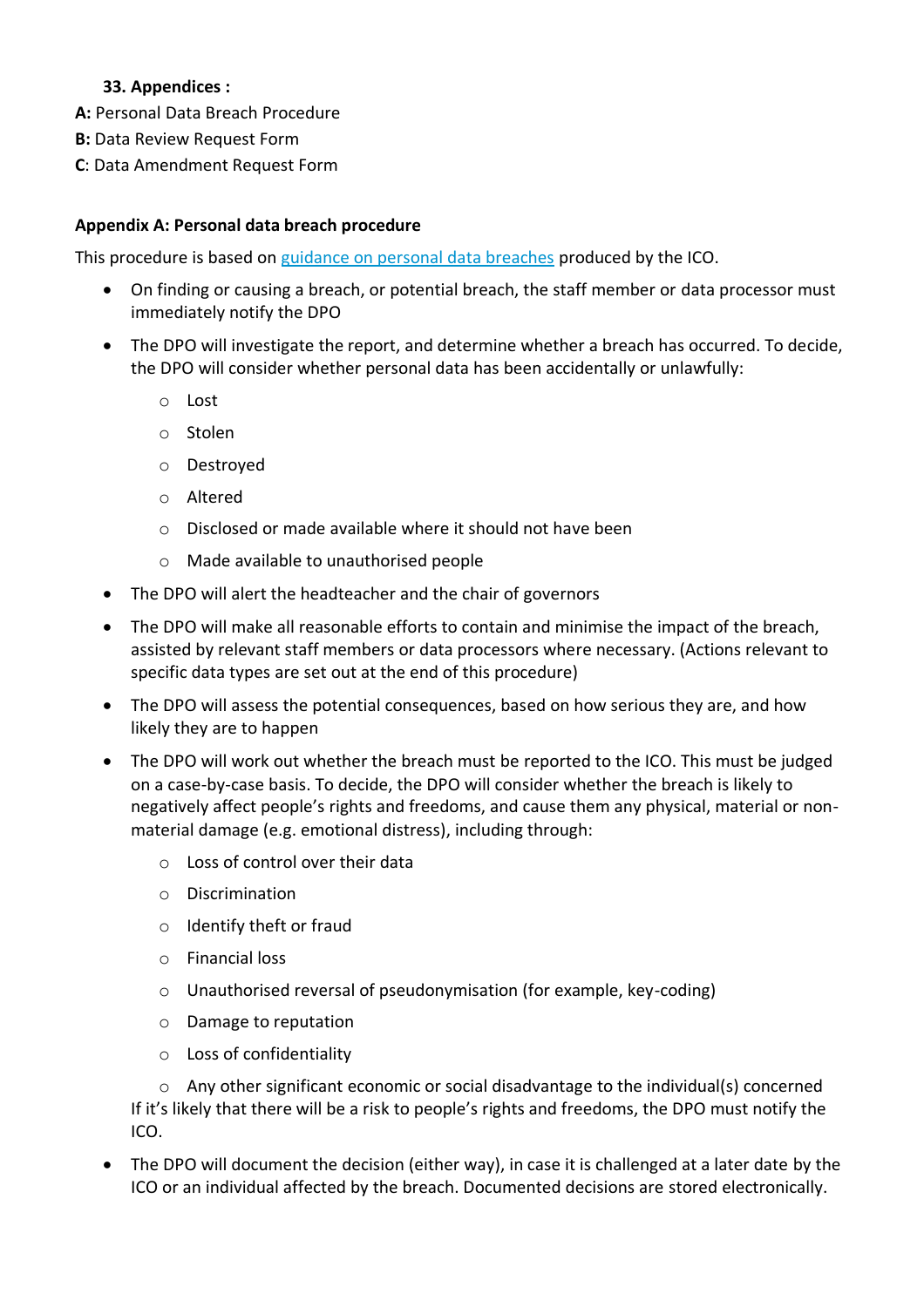**33. Appendices :**

**A:** Personal Data Breach Procedure

**B:** Data Review Request Form

**C**: Data Amendment Request Form

**Appendix A: Personal data breach procedure**

This procedure is based on [guidance on personal data breaches]() produced by the ICO.

- On finding or causing a breach, or potential breach, the staff member or data processor must immediately notify the DPO
- The DPO will investigate the report, and determine whether a breach has occurred. To decide, the DPO will consider whether personal data has been accidentally or unlawfully:
  - Lost
  - Stolen
  - Destroyed
  - Altered
  - Disclosed or made available where it should not have been
  - Made available to unauthorised people
- The DPO will alert the headteacher and the chair of governors
- The DPO will make all reasonable efforts to contain and minimise the impact of the breach, assisted by relevant staff members or data processors where necessary. (Actions relevant to specific data types are set out at the end of this procedure)
- The DPO will assess the potential consequences, based on how serious they are, and how likely they are to happen
- The DPO will work out whether the breach must be reported to the ICO. This must be judged on a case-by-case basis. To decide, the DPO will consider whether the breach is likely to negatively affect people's rights and freedoms, and cause them any physical, material or non-material damage (e.g. emotional distress), including through:
  - Loss of control over their data
  - Discrimination
  - Identify theft or fraud
  - Financial loss
  - Unauthorised reversal of pseudonymisation (for example, key-coding)
  - Damage to reputation
  - Loss of confidentiality
  - Any other significant economic or social disadvantage to the individual(s) concerned

  If it's likely that there will be a risk to people's rights and freedoms, the DPO must notify the ICO.
- The DPO will document the decision (either way), in case it is challenged at a later date by the ICO or an individual affected by the breach. Documented decisions are stored electronically.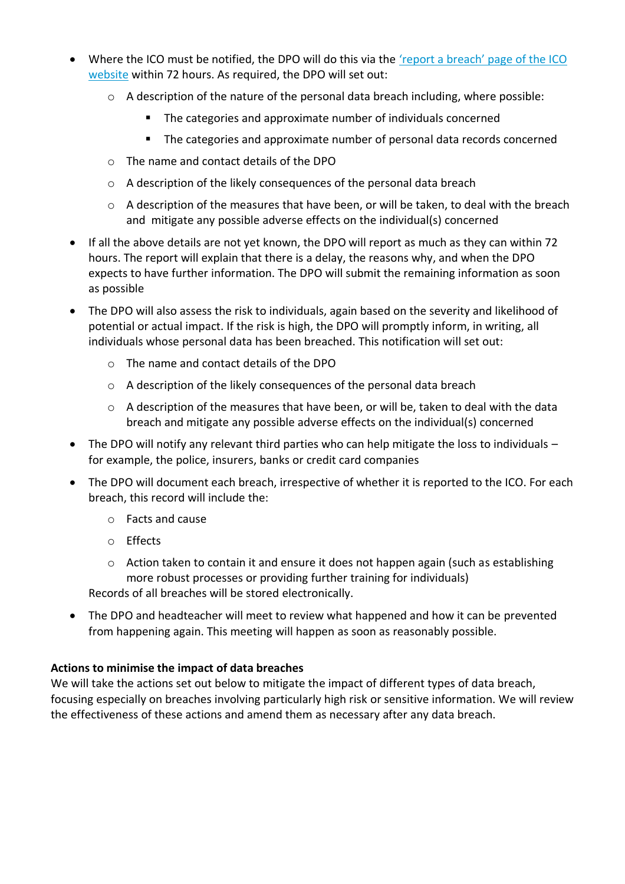- Where the ICO must be notified, the DPO will do this via the ['report a breach' page of the ICO website]() within 72 hours. As required, the DPO will set out:
  - A description of the nature of the personal data breach including, where possible:
    - The categories and approximate number of individuals concerned
    - The categories and approximate number of personal data records concerned
  - The name and contact details of the DPO
  - A description of the likely consequences of the personal data breach
  - A description of the measures that have been, or will be taken, to deal with the breach and mitigate any possible adverse effects on the individual(s) concerned
- If all the above details are not yet known, the DPO will report as much as they can within 72 hours. The report will explain that there is a delay, the reasons why, and when the DPO expects to have further information. The DPO will submit the remaining information as soon as possible
- The DPO will also assess the risk to individuals, again based on the severity and likelihood of potential or actual impact. If the risk is high, the DPO will promptly inform, in writing, all individuals whose personal data has been breached. This notification will set out:
  - The name and contact details of the DPO
  - A description of the likely consequences of the personal data breach
  - A description of the measures that have been, or will be, taken to deal with the data breach and mitigate any possible adverse effects on the individual(s) concerned
- The DPO will notify any relevant third parties who can help mitigate the loss to individuals – for example, the police, insurers, banks or credit card companies
- The DPO will document each breach, irrespective of whether it is reported to the ICO. For each breach, this record will include the:
  - Facts and cause
  - Effects
  - Action taken to contain it and ensure it does not happen again (such as establishing more robust processes or providing further training for individuals)

  Records of all breaches will be stored electronically.
- The DPO and headteacher will meet to review what happened and how it can be prevented from happening again. This meeting will happen as soon as reasonably possible.

**Actions to minimise the impact of data breaches**

We will take the actions set out below to mitigate the impact of different types of data breach, focusing especially on breaches involving particularly high risk or sensitive information. We will review the effectiveness of these actions and amend them as necessary after any data breach.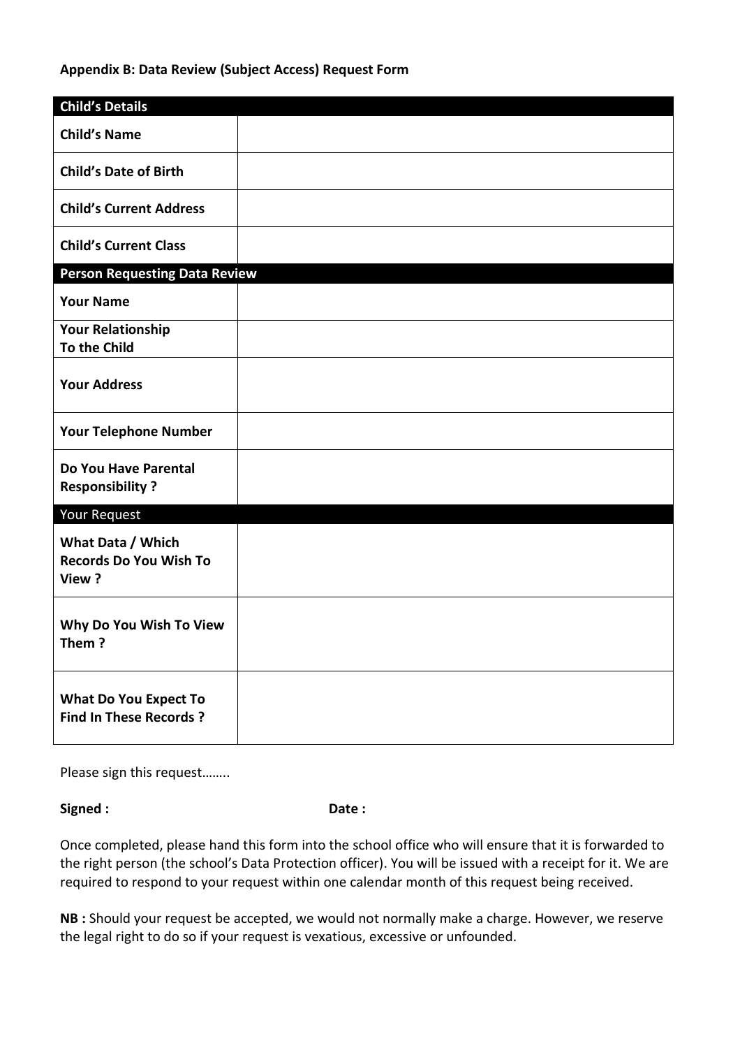**Appendix B: Data Review (Subject Access) Request Form**

| **Child's Details** | |
|---|---|
| **Child's Name** | |
| **Child's Date of Birth** | |
| **Child's Current Address** | |
| **Child's Current Class** | |
| **Person Requesting Data Review** | |
| **Your Name** | |
| **Your Relationship To the Child** | |
| **Your Address** | |
| **Your Telephone Number** | |
| **Do You Have Parental Responsibility ?** | |
| Your Request | |
| **What Data / Which Records Do You Wish To View ?** | |
| **Why Do You Wish To View Them ?** | |
| **What Do You Expect To Find In These Records ?** | |

Please sign this request……..

**Signed :** **Date :**

Once completed, please hand this form into the school office who will ensure that it is forwarded to the right person (the school's Data Protection officer). You will be issued with a receipt for it. We are required to respond to your request within one calendar month of this request being received.

**NB :** Should your request be accepted, we would not normally make a charge. However, we reserve the legal right to do so if your request is vexatious, excessive or unfounded.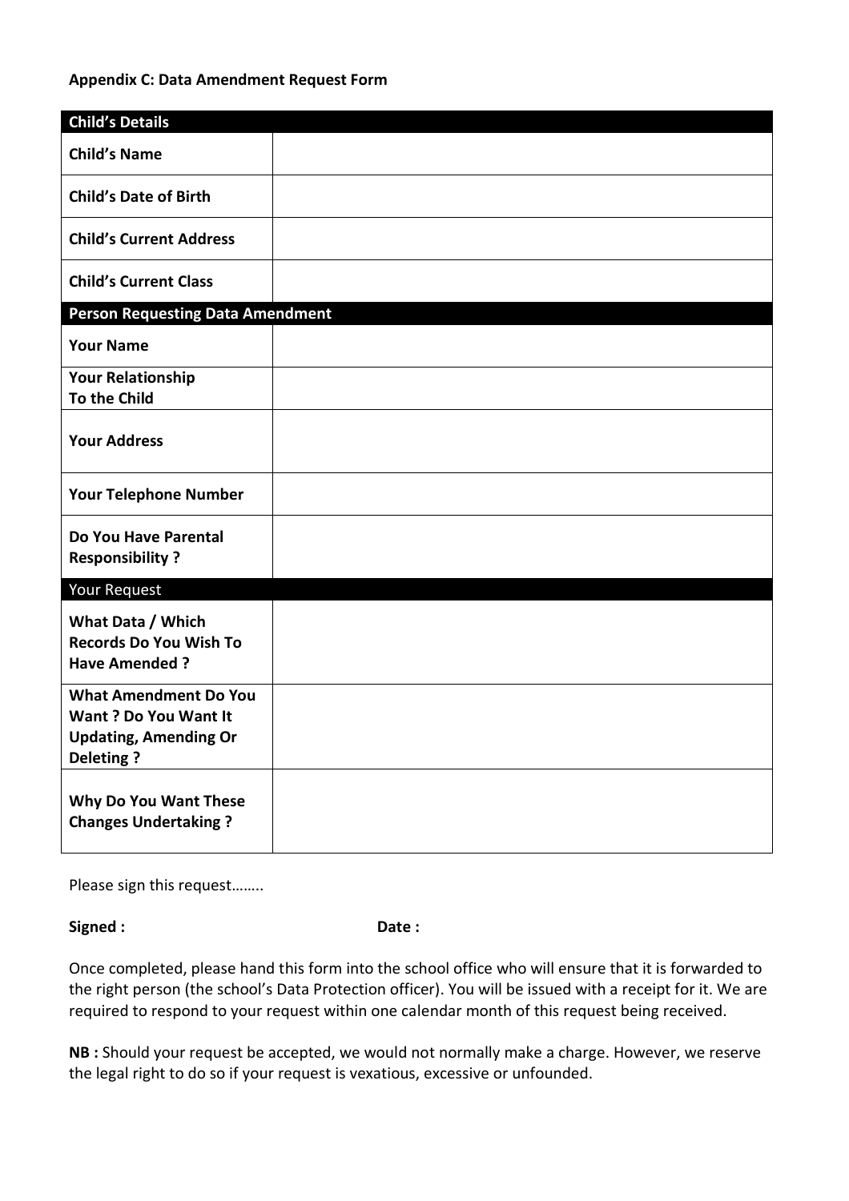**Appendix C: Data Amendment Request Form**

| | |
|---|---|
| **Child's Details** | |
| **Child's Name** | |
| **Child's Date of Birth** | |
| **Child's Current Address** | |
| **Child's Current Class** | |
| **Person Requesting Data Amendment** | |
| **Your Name** | |
| **Your Relationship To the Child** | |
| **Your Address** | |
| **Your Telephone Number** | |
| **Do You Have Parental Responsibility ?** | |
| Your Request | |
| **What Data / Which Records Do You Wish To Have Amended ?** | |
| **What Amendment Do You Want ? Do You Want It Updating, Amending Or Deleting ?** | |
| **Why Do You Want These Changes Undertaking ?** | |

Please sign this request……..

**Signed :** **Date :**

Once completed, please hand this form into the school office who will ensure that it is forwarded to the right person (the school's Data Protection officer). You will be issued with a receipt for it. We are required to respond to your request within one calendar month of this request being received.

**NB :** Should your request be accepted, we would not normally make a charge. However, we reserve the legal right to do so if your request is vexatious, excessive or unfounded.